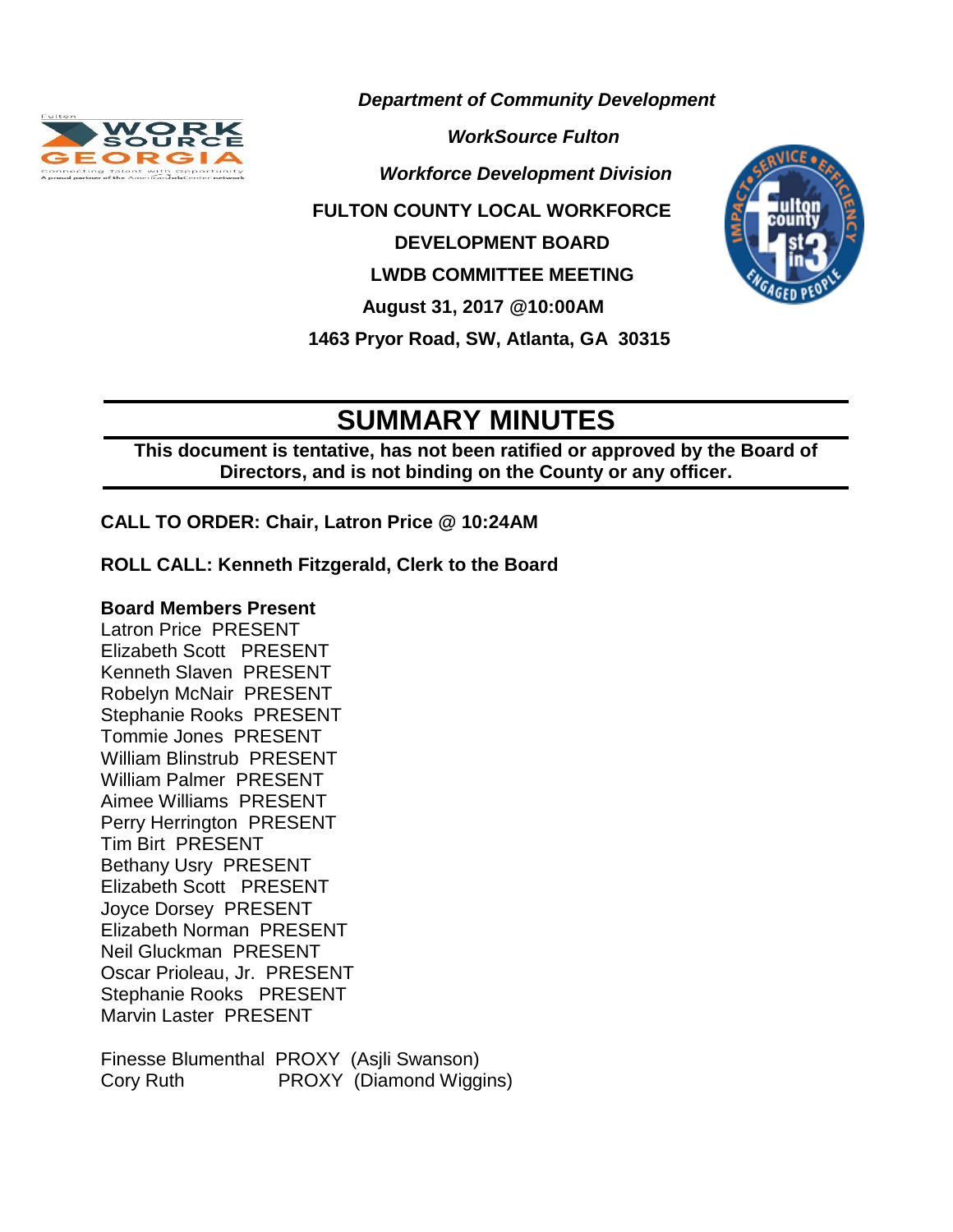*Department of Community Development*

*WorkSource Fulton*

*Workforce Development Division*

**FULTON COUNTY LOCAL WORKFORCE DEVELOPMENT BOARD**

**LWDB COMMITTEE MEETING**

**August 31, 2017 @10:00AM**

**1463 Pryor Road, SW, Atlanta, GA 30315**

# SUMMARY MINUTES

**This document is tentative, has not been ratified or approved by the Board of Directors, and is not binding on the County or any officer.**

**CALL TO ORDER: Chair, Latron Price @ 10:24AM**

**ROLL CALL: Kenneth Fitzgerald, Clerk to the Board**

**Board Members Present**

Latron Price PRESENT
Elizabeth Scott PRESENT
Kenneth Slaven PRESENT
Robelyn McNair PRESENT
Stephanie Rooks PRESENT
Tommie Jones PRESENT
William Blinstrub PRESENT
William Palmer PRESENT
Aimee Williams PRESENT
Perry Herrington PRESENT
Tim Birt PRESENT
Bethany Usry PRESENT
Elizabeth Scott PRESENT
Joyce Dorsey PRESENT
Elizabeth Norman PRESENT
Neil Gluckman PRESENT
Oscar Prioleau, Jr. PRESENT
Stephanie Rooks PRESENT
Marvin Laster PRESENT

Finesse Blumenthal PROXY (Asjli Swanson)
Cory Ruth PROXY (Diamond Wiggins)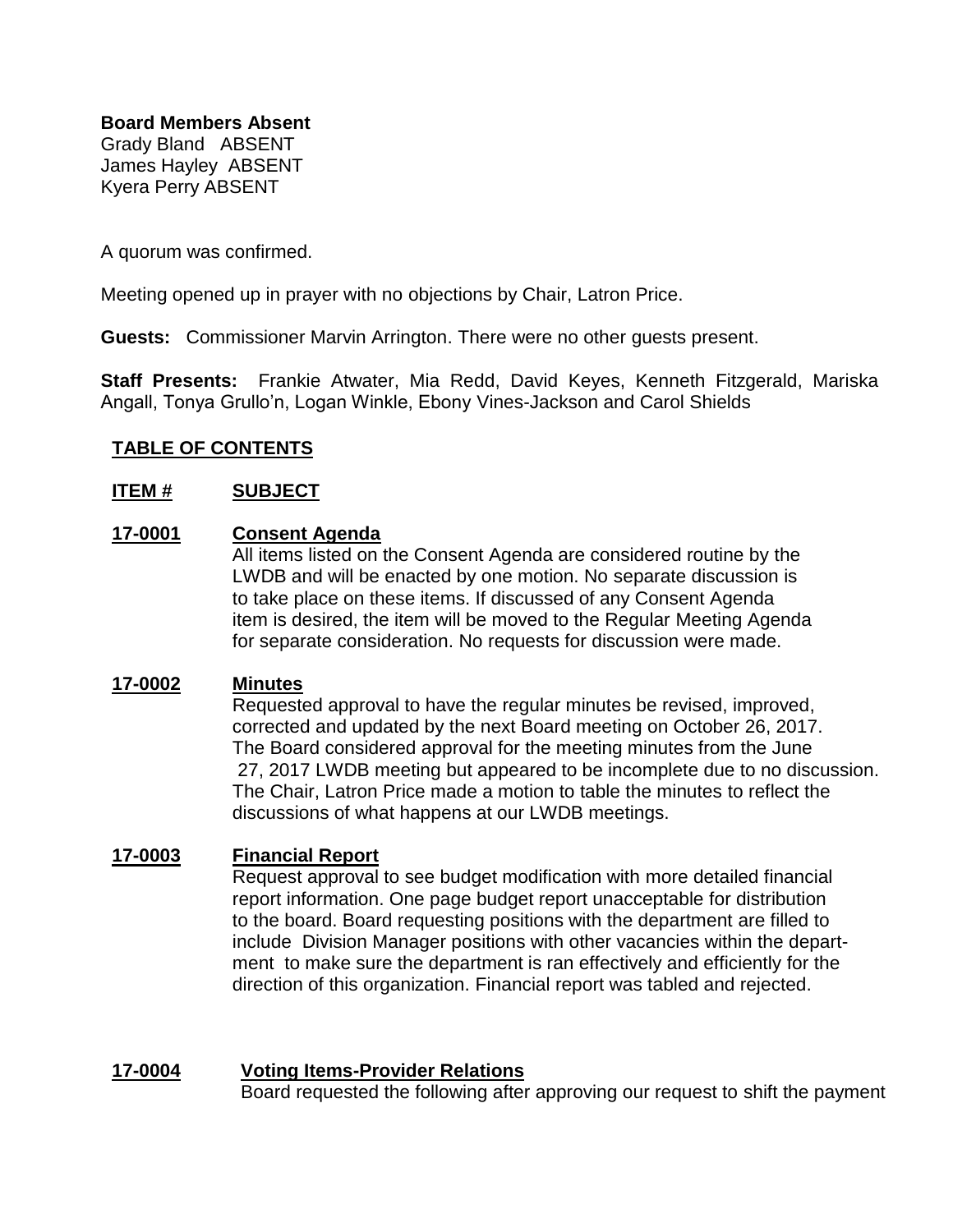**Board Members Absent**
Grady Bland ABSENT
James Hayley ABSENT
Kyera Perry ABSENT

A quorum was confirmed.

Meeting opened up in prayer with no objections by Chair, Latron Price.

**Guests:** Commissioner Marvin Arrington. There were no other guests present.

**Staff Presents:** Frankie Atwater, Mia Redd, David Keyes, Kenneth Fitzgerald, Mariska Angall, Tonya Grullo'n, Logan Winkle, Ebony Vines-Jackson and Carol Shields

## TABLE OF CONTENTS

**ITEM #** **SUBJECT**

**17-0001** **Consent Agenda**
All items listed on the Consent Agenda are considered routine by the LWDB and will be enacted by one motion. No separate discussion is to take place on these items. If discussed of any Consent Agenda item is desired, the item will be moved to the Regular Meeting Agenda for separate consideration. No requests for discussion were made.

**17-0002** **Minutes**
Requested approval to have the regular minutes be revised, improved, corrected and updated by the next Board meeting on October 26, 2017. The Board considered approval for the meeting minutes from the June 27, 2017 LWDB meeting but appeared to be incomplete due to no discussion. The Chair, Latron Price made a motion to table the minutes to reflect the discussions of what happens at our LWDB meetings.

**17-0003** **Financial Report**
Request approval to see budget modification with more detailed financial report information. One page budget report unacceptable for distribution to the board. Board requesting positions with the department are filled to include Division Manager positions with other vacancies within the department to make sure the department is ran effectively and efficiently for the direction of this organization. Financial report was tabled and rejected.

**17-0004** **Voting Items-Provider Relations**
Board requested the following after approving our request to shift the payment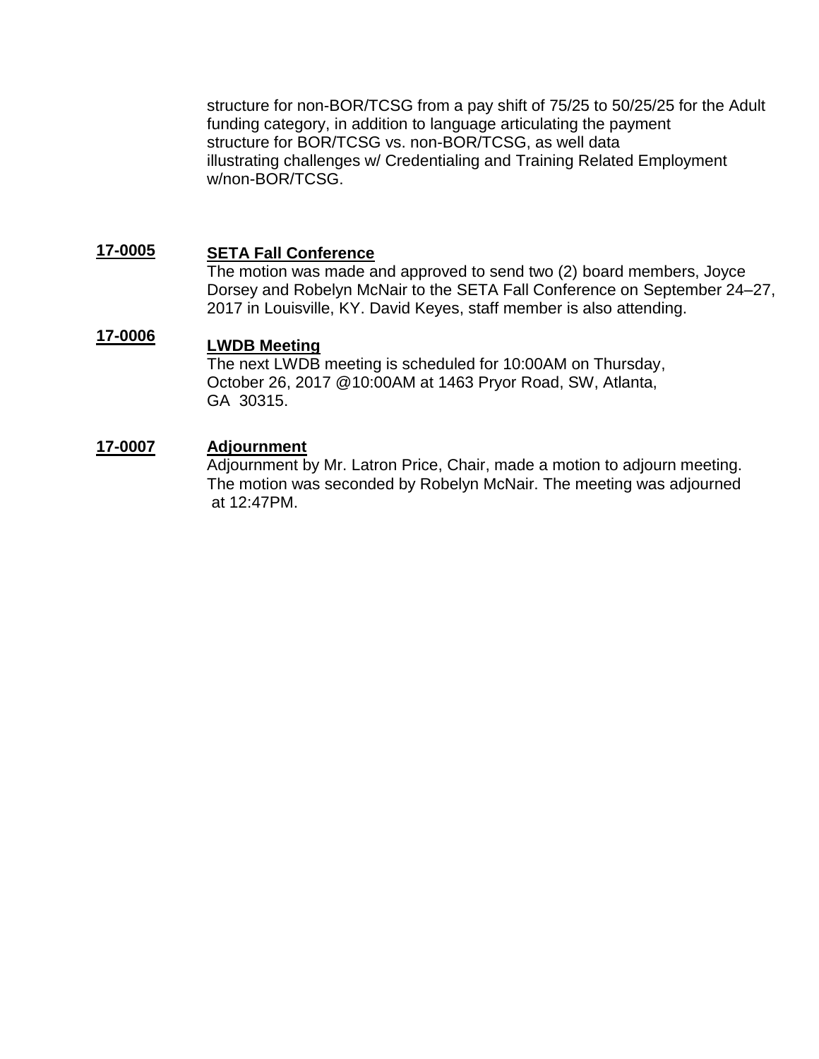structure for non-BOR/TCSG from a pay shift of 75/25 to 50/25/25 for the Adult funding category, in addition to language articulating the payment structure for BOR/TCSG vs. non-BOR/TCSG, as well data illustrating challenges w/ Credentialing and Training Related Employment w/non-BOR/TCSG.

**17-0005** **SETA Fall Conference**

The motion was made and approved to send two (2) board members, Joyce Dorsey and Robelyn McNair to the SETA Fall Conference on September 24–27, 2017 in Louisville, KY. David Keyes, staff member is also attending.

**17-0006** **LWDB Meeting**

The next LWDB meeting is scheduled for 10:00AM on Thursday, October 26, 2017 @10:00AM at 1463 Pryor Road, SW, Atlanta, GA 30315.

**17-0007** **Adjournment**

Adjournment by Mr. Latron Price, Chair, made a motion to adjourn meeting. The motion was seconded by Robelyn McNair. The meeting was adjourned at 12:47PM.